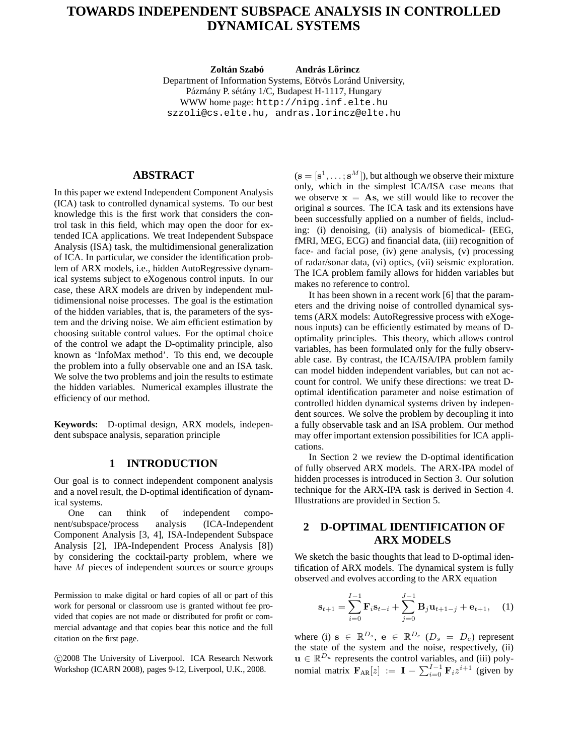# TOWARDS INDEPENDENT SUBSPACE ANALYSIS IN CONTROLLED DYNAMICAL SYSTEMS

**Zoltán Szabó** **András Lőrincz**

Department of Information Systems, Eötvös Loránd University,
Pázmány P. sétány 1/C, Budapest H-1117, Hungary
WWW home page: `http://nipg.inf.elte.hu`
`szzoli@cs.elte.hu, andras.lorincz@elte.hu`

## ABSTRACT

In this paper we extend Independent Component Analysis (ICA) task to controlled dynamical systems. To our best knowledge this is the first work that considers the control task in this field, which may open the door for extended ICA applications. We treat Independent Subspace Analysis (ISA) task, the multidimensional generalization of ICA. In particular, we consider the identification problem of ARX models, i.e., hidden AutoRegressive dynamical systems subject to eXogenous control inputs. In our case, these ARX models are driven by independent multidimensional noise processes. The goal is the estimation of the hidden variables, that is, the parameters of the system and the driving noise. We aim efficient estimation by choosing suitable control values. For the optimal choice of the control we adapt the D-optimality principle, also known as 'InfoMax method'. To this end, we decouple the problem into a fully observable one and an ISA task. We solve the two problems and join the results to estimate the hidden variables. Numerical examples illustrate the efficiency of our method.

**Keywords:** D-optimal design, ARX models, independent subspace analysis, separation principle

## 1 INTRODUCTION

Our goal is to connect independent component analysis and a novel result, the D-optimal identification of dynamical systems.

One can think of independent component/subspace/process analysis (ICA-Independent Component Analysis [3, 4], ISA-Independent Subspace Analysis [2], IPA-Independent Process Analysis [8]) by considering the cocktail-party problem, where we have $M$ pieces of independent sources or source groups ($\mathbf{s} = [\mathbf{s}^1; \ldots; \mathbf{s}^M]$), but although we observe their mixture only, which in the simplest ICA/ISA case means that we observe $\mathbf{x} = \mathbf{A}\mathbf{s}$, we still would like to recover the original $\mathbf{s}$ sources. The ICA task and its extensions have been successfully applied on a number of fields, including: (i) denoising, (ii) analysis of biomedical- (EEG, fMRI, MEG, ECG) and financial data, (iii) recognition of face- and facial pose, (iv) gene analysis, (v) processing of radar/sonar data, (vi) optics, (vii) seismic exploration. The ICA problem family allows for hidden variables but makes no reference to control.

It has been shown in a recent work [6] that the parameters and the driving noise of controlled dynamical systems (ARX models: AutoRegressive process with eXogenous inputs) can be efficiently estimated by means of D-optimality principles. This theory, which allows control variables, has been formulated only for the fully observable case. By contrast, the ICA/ISA/IPA problem family can model hidden independent variables, but can not account for control. We unify these directions: we treat D-optimal identification parameter and noise estimation of controlled hidden dynamical systems driven by independent sources. We solve the problem by decoupling it into a fully observable task and an ISA problem. Our method may offer important extension possibilities for ICA applications.

In Section 2 we review the D-optimal identification of fully observed ARX models. The ARX-IPA model of hidden processes is introduced in Section 3. Our solution technique for the ARX-IPA task is derived in Section 4. Illustrations are provided in Section 5.

## 2 D-OPTIMAL IDENTIFICATION OF ARX MODELS

We sketch the basic thoughts that lead to D-optimal identification of ARX models. The dynamical system is fully observed and evolves according to the ARX equation

$$\mathbf{s}_{t+1} = \sum_{i=0}^{I-1} \mathbf{F}_i \mathbf{s}_{t-i} + \sum_{j=0}^{J-1} \mathbf{B}_j \mathbf{u}_{t+1-j} + \mathbf{e}_{t+1}, \quad (1)$$

where (i) $\mathbf{s} \in \mathbb{R}^{D_s}$, $\mathbf{e} \in \mathbb{R}^{D_e}$ ($D_s = D_e$) represent the state of the system and the noise, respectively, (ii) $\mathbf{u} \in \mathbb{R}^{D_u}$ represents the control variables, and (iii) polynomial matrix $\mathbf{F}_{\text{AR}}[z] := \mathbf{I} - \sum_{i=0}^{I-1} \mathbf{F}_i z^{i+1}$ (given by

Permission to make digital or hard copies of all or part of this work for personal or classroom use is granted without fee provided that copies are not made or distributed for profit or commercial advantage and that copies bear this notice and the full citation on the first page.

©2008 The University of Liverpool. ICA Research Network Workshop (ICARN 2008), pages 9-12, Liverpool, U.K., 2008.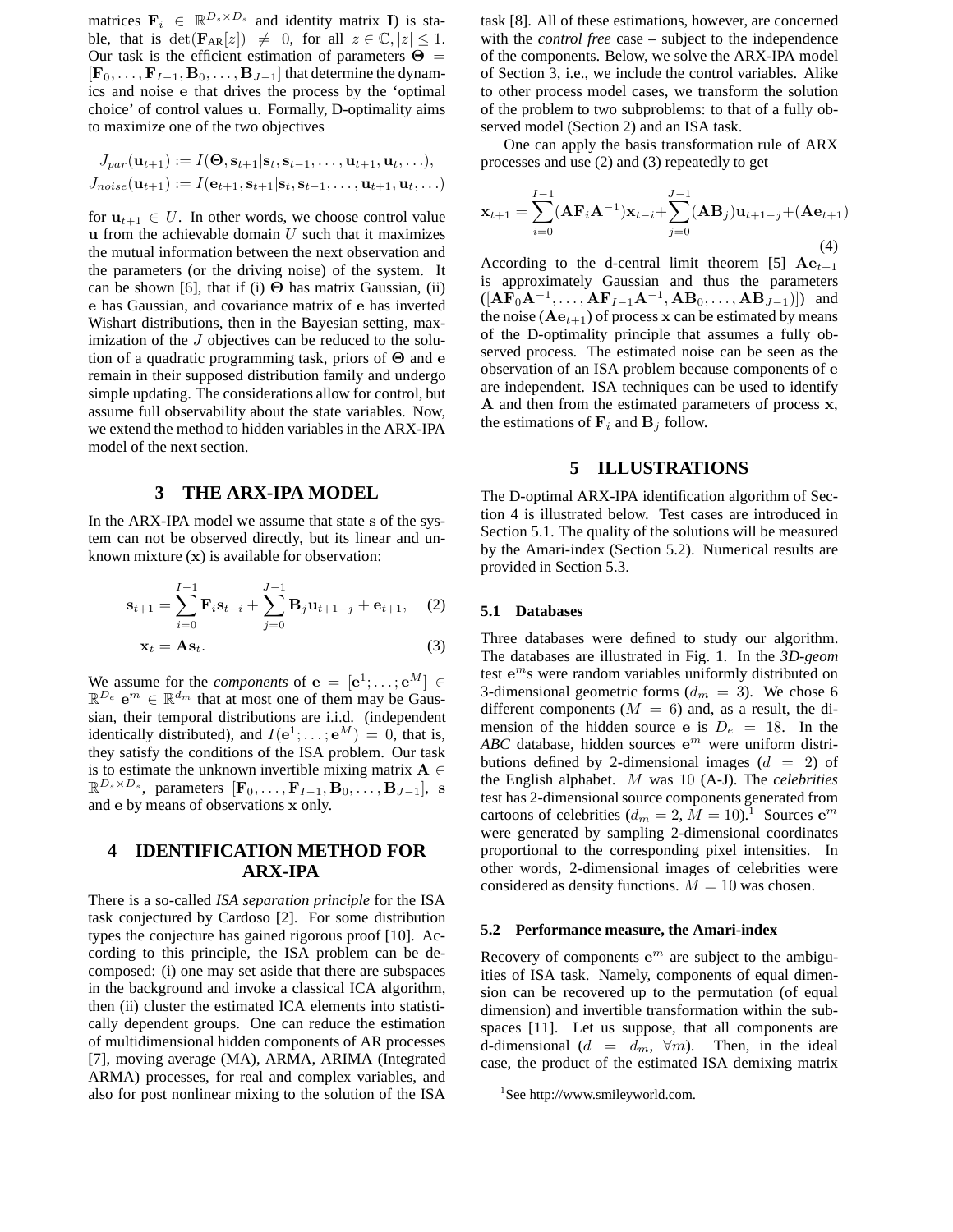matrices $\mathbf{F}_i \in \mathbb{R}^{D_s \times D_s}$ and identity matrix $\mathbf{I}$) is stable, that is $\det(\mathbf{F}_{\text{AR}}[z]) \neq 0$, for all $z \in \mathbb{C}, |z| \leq 1$. Our task is the efficient estimation of parameters $\mathbf{\Theta} = [\mathbf{F}_0, \ldots, \mathbf{F}_{I-1}, \mathbf{B}_0, \ldots, \mathbf{B}_{J-1}]$ that determine the dynamics and noise $\mathbf{e}$ that drives the process by the 'optimal choice' of control values $\mathbf{u}$. Formally, D-optimality aims to maximize one of the two objectives

$$J_{par}(\mathbf{u}_{t+1}) := I(\mathbf{\Theta}, \mathbf{s}_{t+1} | \mathbf{s}_t, \mathbf{s}_{t-1}, \ldots, \mathbf{u}_{t+1}, \mathbf{u}_t, \ldots),$$
$$J_{noise}(\mathbf{u}_{t+1}) := I(\mathbf{e}_{t+1}, \mathbf{s}_{t+1} | \mathbf{s}_t, \mathbf{s}_{t-1}, \ldots, \mathbf{u}_{t+1}, \mathbf{u}_t, \ldots)$$

for $\mathbf{u}_{t+1} \in U$. In other words, we choose control value $\mathbf{u}$ from the achievable domain $U$ such that it maximizes the mutual information between the next observation and the parameters (or the driving noise) of the system. It can be shown [6], that if (i) $\mathbf{\Theta}$ has matrix Gaussian, (ii) $\mathbf{e}$ has Gaussian, and covariance matrix of $\mathbf{e}$ has inverted Wishart distributions, then in the Bayesian setting, maximization of the $J$ objectives can be reduced to the solution of a quadratic programming task, priors of $\mathbf{\Theta}$ and $\mathbf{e}$ remain in their supposed distribution family and undergo simple updating. The considerations allow for control, but assume full observability about the state variables. Now, we extend the method to hidden variables in the ARX-IPA model of the next section.

## 3 THE ARX-IPA MODEL

In the ARX-IPA model we assume that state $\mathbf{s}$ of the system can not be observed directly, but its linear and unknown mixture ($\mathbf{x}$) is available for observation:

$$\mathbf{s}_{t+1} = \sum_{i=0}^{I-1} \mathbf{F}_i \mathbf{s}_{t-i} + \sum_{j=0}^{J-1} \mathbf{B}_j \mathbf{u}_{t+1-j} + \mathbf{e}_{t+1}, \quad (2)$$

$$\mathbf{x}_t = \mathbf{A}\mathbf{s}_t. \quad (3)$$

We assume for the *components* of $\mathbf{e} = [\mathbf{e}^1; \ldots; \mathbf{e}^M] \in \mathbb{R}^{D_e}$ $\mathbf{e}^m \in \mathbb{R}^{d_m}$ that at most one of them may be Gaussian, their temporal distributions are i.i.d. (independent identically distributed), and $I(\mathbf{e}^1; \ldots; \mathbf{e}^M) = 0$, that is, they satisfy the conditions of the ISA problem. Our task is to estimate the unknown invertible mixing matrix $\mathbf{A} \in \mathbb{R}^{D_s \times D_s}$, parameters $[\mathbf{F}_0, \ldots, \mathbf{F}_{I-1}, \mathbf{B}_0, \ldots, \mathbf{B}_{J-1}]$, $\mathbf{s}$ and $\mathbf{e}$ by means of observations $\mathbf{x}$ only.

## 4 IDENTIFICATION METHOD FOR ARX-IPA

There is a so-called *ISA separation principle* for the ISA task conjectured by Cardoso [2]. For some distribution types the conjecture has gained rigorous proof [10]. According to this principle, the ISA problem can be decomposed: (i) one may set aside that there are subspaces in the background and invoke a classical ICA algorithm, then (ii) cluster the estimated ICA elements into statistically dependent groups. One can reduce the estimation of multidimensional hidden components of AR processes [7], moving average (MA), ARMA, ARIMA (Integrated ARMA) processes, for real and complex variables, and also for post nonlinear mixing to the solution of the ISA task [8]. All of these estimations, however, are concerned with the *control free* case – subject to the independence of the components. Below, we solve the ARX-IPA model of Section 3, i.e., we include the control variables. Alike to other process model cases, we transform the solution of the problem to two subproblems: to that of a fully observed model (Section 2) and an ISA task.

One can apply the basis transformation rule of ARX processes and use (2) and (3) repeatedly to get

$$\mathbf{x}_{t+1} = \sum_{i=0}^{I-1} (\mathbf{A}\mathbf{F}_i\mathbf{A}^{-1})\mathbf{x}_{t-i} + \sum_{j=0}^{J-1} (\mathbf{A}\mathbf{B}_j)\mathbf{u}_{t+1-j} + (\mathbf{A}\mathbf{e}_{t+1}) \quad (4)$$

According to the d-central limit theorem [5] $\mathbf{A}\mathbf{e}_{t+1}$ is approximately Gaussian and thus the parameters $([\mathbf{A}\mathbf{F}_0\mathbf{A}^{-1}, \ldots, \mathbf{A}\mathbf{F}_{I-1}\mathbf{A}^{-1}, \mathbf{A}\mathbf{B}_0, \ldots, \mathbf{A}\mathbf{B}_{J-1})])$ and the noise ($\mathbf{A}\mathbf{e}_{t+1}$) of process $\mathbf{x}$ can be estimated by means of the D-optimality principle that assumes a fully observed process. The estimated noise can be seen as the observation of an ISA problem because components of $\mathbf{e}$ are independent. ISA techniques can be used to identify $\mathbf{A}$ and then from the estimated parameters of process $\mathbf{x}$, the estimations of $\mathbf{F}_i$ and $\mathbf{B}_j$ follow.

## 5 ILLUSTRATIONS

The D-optimal ARX-IPA identification algorithm of Section 4 is illustrated below. Test cases are introduced in Section 5.1. The quality of the solutions will be measured by the Amari-index (Section 5.2). Numerical results are provided in Section 5.3.

### 5.1 Databases

Three databases were defined to study our algorithm. The databases are illustrated in Fig. 1. In the *3D-geom* test $\mathbf{e}^m$s were random variables uniformly distributed on 3-dimensional geometric forms ($d_m = 3$). We chose 6 different components ($M = 6$) and, as a result, the dimension of the hidden source $\mathbf{e}$ is $D_e = 18$. In the *ABC* database, hidden sources $\mathbf{e}^m$ were uniform distributions defined by 2-dimensional images ($d = 2$) of the English alphabet. $M$ was 10 (A-J). The *celebrities* test has 2-dimensional source components generated from cartoons of celebrities ($d_m = 2$, $M = 10$).[1] Sources $\mathbf{e}^m$ were generated by sampling 2-dimensional coordinates proportional to the corresponding pixel intensities. In other words, 2-dimensional images of celebrities were considered as density functions. $M = 10$ was chosen.

### 5.2 Performance measure, the Amari-index

Recovery of components $\mathbf{e}^m$ are subject to the ambiguities of ISA task. Namely, components of equal dimension can be recovered up to the permutation (of equal dimension) and invertible transformation within the subspaces [11]. Let us suppose, that all components are d-dimensional ($d = d_m$, $\forall m$). Then, in the ideal case, the product of the estimated ISA demixing matrix

[1] See http://www.smileyworld.com.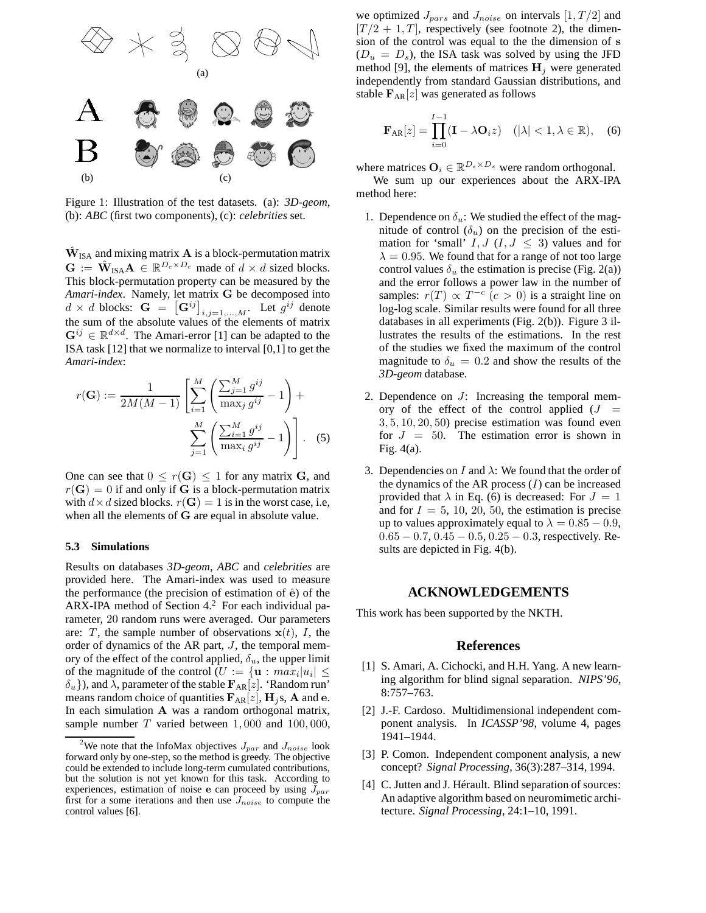Figure 1: Illustration of the test datasets. (a): *3D-geom*, (b): *ABC* (first two components), (c): *celebrities* set.

$\hat{\mathbf{W}}_{\text{ISA}}$ and mixing matrix $\mathbf{A}$ is a block-permutation matrix $\mathbf{G} := \hat{\mathbf{W}}_{\text{ISA}}\mathbf{A} \in \mathbb{R}^{D_e \times D_e}$ made of $d \times d$ sized blocks. This block-permutation property can be measured by the *Amari-index*. Namely, let matrix $\mathbf{G}$ be decomposed into $d \times d$ blocks: $\mathbf{G} = \left[\mathbf{G}^{ij}\right]_{i,j=1,\ldots,M}$. Let $g^{ij}$ denote the sum of the absolute values of the elements of matrix $\mathbf{G}^{ij} \in \mathbb{R}^{d \times d}$. The Amari-error [1] can be adapted to the ISA task [12] that we normalize to interval [0,1] to get the *Amari-index*:

$$r(\mathbf{G}) := \frac{1}{2M(M-1)} \left[ \sum_{i=1}^{M} \left( \frac{\sum_{j=1}^{M} g^{ij}}{\max_j g^{ij}} - 1 \right) + \sum_{j=1}^{M} \left( \frac{\sum_{i=1}^{M} g^{ij}}{\max_i g^{ij}} - 1 \right) \right]. \quad (5)$$

One can see that $0 \leq r(\mathbf{G}) \leq 1$ for any matrix $\mathbf{G}$, and $r(\mathbf{G}) = 0$ if and only if $\mathbf{G}$ is a block-permutation matrix with $d \times d$ sized blocks. $r(\mathbf{G}) = 1$ is in the worst case, i.e, when all the elements of $\mathbf{G}$ are equal in absolute value.

### 5.3 Simulations

Results on databases *3D-geom*, *ABC* and *celebrities* are provided here. The Amari-index was used to measure the performance (the precision of estimation of $\hat{\mathbf{e}}$) of the ARX-IPA method of Section 4.[2] For each individual parameter, 20 random runs were averaged. Our parameters are: $T$, the sample number of observations $\mathbf{x}(t)$, $I$, the order of dynamics of the AR part, $J$, the temporal memory of the effect of the control applied, $\delta_u$, the upper limit of the magnitude of the control ($U := \{\mathbf{u} : max_i|u_i| \leq \delta_u\}$), and $\lambda$, parameter of the stable $\mathbf{F}_{\text{AR}}[z]$. 'Random run' means random choice of quantities $\mathbf{F}_{\text{AR}}[z]$, $\mathbf{H}_j$s, $\mathbf{A}$ and $\mathbf{e}$. In each simulation $\mathbf{A}$ was a random orthogonal matrix, sample number $T$ varied between $1,000$ and $100,000$, we optimized $J_{pars}$ and $J_{noise}$ on intervals $[1, T/2]$ and $[T/2+1, T]$, respectively (see footnote 2), the dimension of the control was equal to the the dimension of $\mathbf{s}$ ($D_u = D_s$), the ISA task was solved by using the JFD method [9], the elements of matrices $\mathbf{H}_j$ were generated independently from standard Gaussian distributions, and stable $\mathbf{F}_{\text{AR}}[z]$ was generated as follows

$$\mathbf{F}_{\text{AR}}[z] = \prod_{i=0}^{I-1} (\mathbf{I} - \lambda \mathbf{O}_i z) \quad (|\lambda| < 1, \lambda \in \mathbb{R}), \quad (6)$$

where matrices $\mathbf{O}_i \in \mathbb{R}^{D_s \times D_s}$ were random orthogonal.

We sum up our experiences about the ARX-IPA method here:

1. Dependence on $\delta_u$: We studied the effect of the magnitude of control ($\delta_u$) on the precision of the estimation for 'small' $I, J$ ($I, J \leq 3$) values and for $\lambda = 0.95$. We found that for a range of not too large control values $\delta_u$ the estimation is precise (Fig. 2(a)) and the error follows a power law in the number of samples: $r(T) \propto T^{-c}$ ($c > 0$) is a straight line on log-log scale. Similar results were found for all three databases in all experiments (Fig. 2(b)). Figure 3 illustrates the results of the estimations. In the rest of the studies we fixed the maximum of the control magnitude to $\delta_u = 0.2$ and show the results of the *3D-geom* database.

2. Dependence on $J$: Increasing the temporal memory of the effect of the control applied ($J = 3, 5, 10, 20, 50$) precise estimation was found even for $J = 50$. The estimation error is shown in Fig. 4(a).

3. Dependencies on $I$ and $\lambda$: We found that the order of the dynamics of the AR process ($I$) can be increased provided that $\lambda$ in Eq. (6) is decreased: For $J = 1$ and for $I = 5$, 10, 20, 50, the estimation is precise up to values approximately equal to $\lambda = 0.85 - 0.9$, $0.65 - 0.7$, $0.45 - 0.5$, $0.25 - 0.3$, respectively. Results are depicted in Fig. 4(b).

[2] We note that the InfoMax objectives $J_{par}$ and $J_{noise}$ look forward only by one-step, so the method is greedy. The objective could be extended to include long-term cumulated contributions, but the solution is not yet known for this task. According to experiences, estimation of noise $\mathbf{e}$ can proceed by using $J_{par}$ first for a some iterations and then use $J_{noise}$ to compute the control values [6].

## ACKNOWLEDGEMENTS

This work has been supported by the NKTH.

## References

[1] S. Amari, A. Cichocki, and H.H. Yang. A new learning algorithm for blind signal separation. *NIPS'96*, 8:757–763.

[2] J.-F. Cardoso. Multidimensional independent component analysis. In *ICASSP'98*, volume 4, pages 1941–1944.

[3] P. Comon. Independent component analysis, a new concept? *Signal Processing*, 36(3):287–314, 1994.

[4] C. Jutten and J. Hérault. Blind separation of sources: An adaptive algorithm based on neuromimetic architecture. *Signal Processing*, 24:1–10, 1991.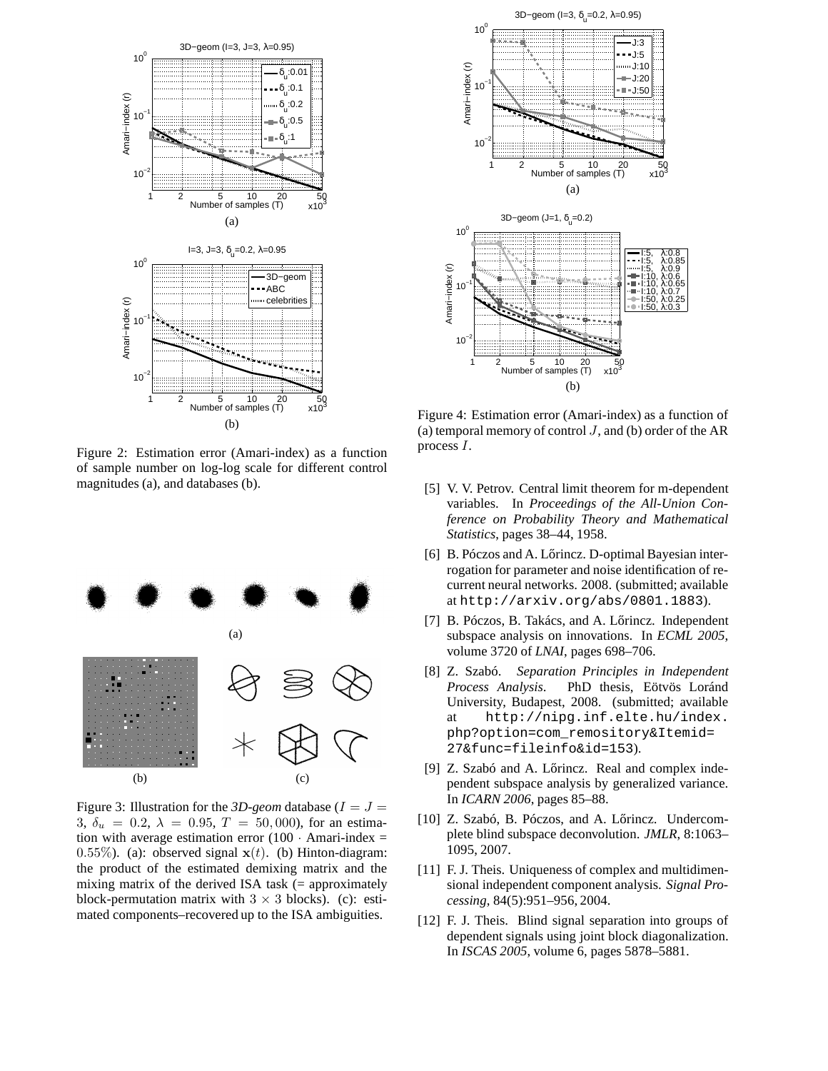3D−geom (I=3, J=3, λ=0.95)

Amari−index (r)

Number of samples (T)

x10^3

δu:0.01
δu:0.1
δu:0.2
δu:0.5
δu:1

(a)

I=3, J=3, δu=0.2, λ=0.95

Amari−index (r)

Number of samples (T)

x10^3

3D−geom
ABC
celebrities

(b)

Figure 2: Estimation error (Amari-index) as a function of sample number on log-log scale for different control magnitudes (a), and databases (b).

(a)

(b)

(c)

Figure 3: Illustration for the *3D-geom* database ($I = J = 3$, $\delta_u = 0.2$, $\lambda = 0.95$, $T = 50,000$), for an estimation with average estimation error ($100 \cdot$ Amari-index = $0.55\%$). (a): observed signal $\mathbf{x}(t)$. (b) Hinton-diagram: the product of the estimated demixing matrix and the mixing matrix of the derived ISA task (= approximately block-permutation matrix with $3 \times 3$ blocks). (c): estimated components–recovered up to the ISA ambiguities.

3D−geom (I=3, δu=0.2, λ=0.95)

Amari−index (r)

Number of samples (T)

x10^3

J:3
J:5
J:10
J:20
J:50

(a)

3D−geom (J=1, δu=0.2)

Amari−index (r)

Number of samples (T)

x10^3

I:5, λ:0.8
I:5, λ:0.85
I:5, λ:0.9
I:10, λ:0.6
I:10, λ:0.65
I:10, λ:0.7
I:50, λ:0.25
I:50, λ:0.3

(b)

Figure 4: Estimation error (Amari-index) as a function of (a) temporal memory of control $J$, and (b) order of the AR process $I$.

[5] V. V. Petrov. Central limit theorem for m-dependent variables. In *Proceedings of the All-Union Conference on Probability Theory and Mathematical Statistics*, pages 38–44, 1958.

[6] B. Póczos and A. Lőrincz. D-optimal Bayesian interrogation for parameter and noise identification of recurrent neural networks. 2008. (submitted; available at http://arxiv.org/abs/0801.1883).

[7] B. Póczos, B. Takács, and A. Lőrincz. Independent subspace analysis on innovations. In *ECML 2005*, volume 3720 of *LNAI*, pages 698–706.

[8] Z. Szabó. *Separation Principles in Independent Process Analysis*. PhD thesis, Eötvös Loránd University, Budapest, 2008. (submitted; available at http://nipg.inf.elte.hu/index.php?option=com_remository&Itemid=27&func=fileinfo&id=153).

[9] Z. Szabó and A. Lőrincz. Real and complex independent subspace analysis by generalized variance. In *ICARN 2006*, pages 85–88.

[10] Z. Szabó, B. Póczos, and A. Lőrincz. Undercomplete blind subspace deconvolution. *JMLR*, 8:1063–1095, 2007.

[11] F. J. Theis. Uniqueness of complex and multidimensional independent component analysis. *Signal Processing*, 84(5):951–956, 2004.

[12] F. J. Theis. Blind signal separation into groups of dependent signals using joint block diagonalization. In *ISCAS 2005*, volume 6, pages 5878–5881.